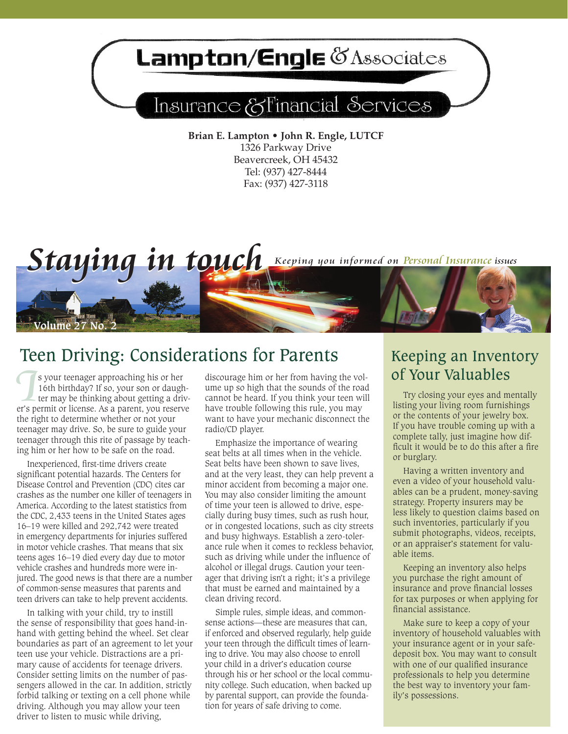# Lampton/Engle & Associates

## Insurance & Financial Services

**Brian E. Lampton • John R. Engle, LUTCF**
1326 Parkway Drive
Beavercreek, OH 45432
Tel: (937) 427-8444
Fax: (937) 427-3118

# Staying in touch

*Keeping you informed on Personal Insurance issues*

Volume 27 No. 2

## Teen Driving: Considerations for Parents

Is your teenager approaching his or her 16th birthday? If so, your son or daughter may be thinking about getting a driver's permit or license. As a parent, you reserve the right to determine whether or not your teenager may drive. So, be sure to guide your teenager through this rite of passage by teaching him or her how to be safe on the road.

Inexperienced, first-time drivers create significant potential hazards. The Centers for Disease Control and Prevention (CDC) cites car crashes as the number one killer of teenagers in America. According to the latest statistics from the CDC, 2,433 teens in the United States ages 16–19 were killed and 292,742 were treated in emergency departments for injuries suffered in motor vehicle crashes. That means that six teens ages 16–19 died every day due to motor vehicle crashes and hundreds more were injured. The good news is that there are a number of common-sense measures that parents and teen drivers can take to help prevent accidents.

In talking with your child, try to instill the sense of responsibility that goes hand-in-hand with getting behind the wheel. Set clear boundaries as part of an agreement to let your teen use your vehicle. Distractions are a primary cause of accidents for teenage drivers. Consider setting limits on the number of passengers allowed in the car. In addition, strictly forbid talking or texting on a cell phone while driving. Although you may allow your teen driver to listen to music while driving, discourage him or her from having the volume up so high that the sounds of the road cannot be heard. If you think your teen will have trouble following this rule, you may want to have your mechanic disconnect the radio/CD player.

Emphasize the importance of wearing seat belts at all times when in the vehicle. Seat belts have been shown to save lives, and at the very least, they can help prevent a minor accident from becoming a major one. You may also consider limiting the amount of time your teen is allowed to drive, especially during busy times, such as rush hour, or in congested locations, such as city streets and busy highways. Establish a zero-tolerance rule when it comes to reckless behavior, such as driving while under the influence of alcohol or illegal drugs. Caution your teenager that driving isn't a right; it's a privilege that must be earned and maintained by a clean driving record.

Simple rules, simple ideas, and common-sense actions—these are measures that can, if enforced and observed regularly, help guide your teen through the difficult times of learning to drive. You may also choose to enroll your child in a driver's education course through his or her school or the local community college. Such education, when backed up by parental support, can provide the foundation for years of safe driving to come.

## Keeping an Inventory of Your Valuables

Try closing your eyes and mentally listing your living room furnishings or the contents of your jewelry box. If you have trouble coming up with a complete tally, just imagine how difficult it would be to do this after a fire or burglary.

Having a written inventory and even a video of your household valuables can be a prudent, money-saving strategy. Property insurers may be less likely to question claims based on such inventories, particularly if you submit photographs, videos, receipts, or an appraiser's statement for valuable items.

Keeping an inventory also helps you purchase the right amount of insurance and prove financial losses for tax purposes or when applying for financial assistance.

Make sure to keep a copy of your inventory of household valuables with your insurance agent or in your safe-deposit box. You may want to consult with one of our qualified insurance professionals to help you determine the best way to inventory your family's possessions.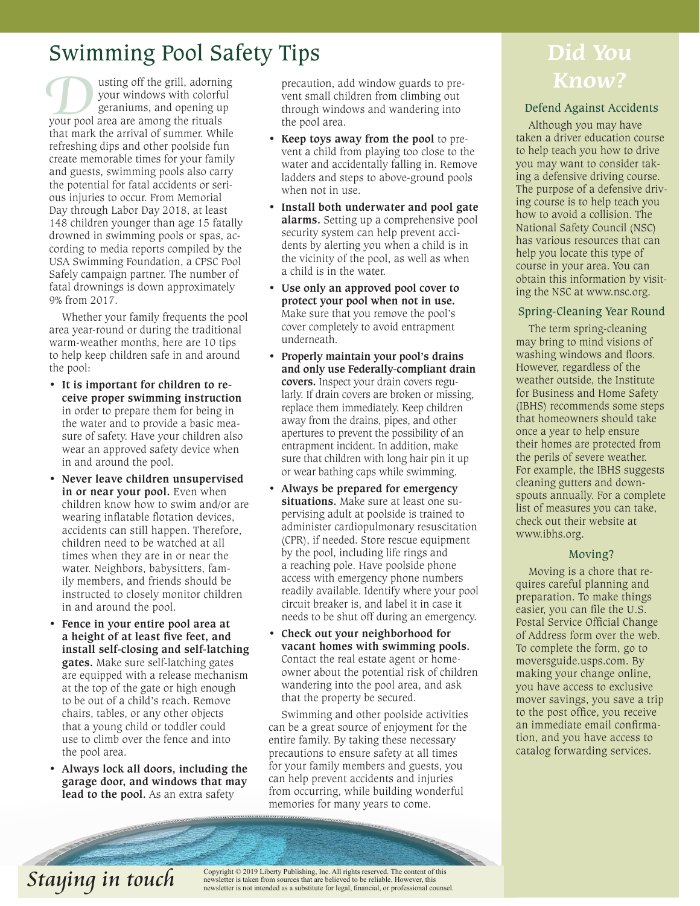# Swimming Pool Safety Tips

Dusting off the grill, adorning your windows with colorful geraniums, and opening up your pool area are among the rituals that mark the arrival of summer. While refreshing dips and other poolside fun create memorable times for your family and guests, swimming pools also carry the potential for fatal accidents or serious injuries to occur. From Memorial Day through Labor Day 2018, at least 148 children younger than age 15 fatally drowned in swimming pools or spas, according to media reports compiled by the USA Swimming Foundation, a CPSC Pool Safely campaign partner. The number of fatal drownings is down approximately 9% from 2017.

Whether your family frequents the pool area year-round or during the traditional warm-weather months, here are 10 tips to help keep children safe in and around the pool:

- **It is important for children to receive proper swimming instruction** in order to prepare them for being in the water and to provide a basic measure of safety. Have your children also wear an approved safety device when in and around the pool.
- **Never leave children unsupervised in or near your pool.** Even when children know how to swim and/or are wearing inflatable flotation devices, accidents can still happen. Therefore, children need to be watched at all times when they are in or near the water. Neighbors, babysitters, family members, and friends should be instructed to closely monitor children in and around the pool.
- **Fence in your entire pool area at a height of at least five feet, and install self-closing and self-latching gates.** Make sure self-latching gates are equipped with a release mechanism at the top of the gate or high enough to be out of a child's reach. Remove chairs, tables, or any other objects that a young child or toddler could use to climb over the fence and into the pool area.
- **Always lock all doors, including the garage door, and windows that may lead to the pool.** As an extra safety precaution, add window guards to prevent small children from climbing out through windows and wandering into the pool area.
- **Keep toys away from the pool** to prevent a child from playing too close to the water and accidentally falling in. Remove ladders and steps to above-ground pools when not in use.
- **Install both underwater and pool gate alarms.** Setting up a comprehensive pool security system can help prevent accidents by alerting you when a child is in the vicinity of the pool, as well as when a child is in the water.
- **Use only an approved pool cover to protect your pool when not in use.** Make sure that you remove the pool's cover completely to avoid entrapment underneath.
- **Properly maintain your pool's drains and only use Federally-compliant drain covers.** Inspect your drain covers regularly. If drain covers are broken or missing, replace them immediately. Keep children away from the drains, pipes, and other apertures to prevent the possibility of an entrapment incident. In addition, make sure that children with long hair pin it up or wear bathing caps while swimming.
- **Always be prepared for emergency situations.** Make sure at least one supervising adult at poolside is trained to administer cardiopulmonary resuscitation (CPR), if needed. Store rescue equipment by the pool, including life rings and a reaching pole. Have poolside phone access with emergency phone numbers readily available. Identify where your pool circuit breaker is, and label it in case it needs to be shut off during an emergency.
- **Check out your neighborhood for vacant homes with swimming pools.** Contact the real estate agent or homeowner about the potential risk of children wandering into the pool area, and ask that the property be secured.

Swimming and other poolside activities can be a great source of enjoyment for the entire family. By taking these necessary precautions to ensure safety at all times for your family members and guests, you can help prevent accidents and injuries from occurring, while building wonderful memories for many years to come.

# *Did You Know?*

### Defend Against Accidents

Although you may have taken a driver education course to help teach you how to drive you may want to consider taking a defensive driving course. The purpose of a defensive driving course is to help teach you how to avoid a collision. The National Safety Council (NSC) has various resources that can help you locate this type of course in your area. You can obtain this information by visiting the NSC at www.nsc.org.

### Spring-Cleaning Year Round

The term spring-cleaning may bring to mind visions of washing windows and floors. However, regardless of the weather outside, the Institute for Business and Home Safety (IBHS) recommends some steps that homeowners should take once a year to help ensure their homes are protected from the perils of severe weather. For example, the IBHS suggests cleaning gutters and downspouts annually. For a complete list of measures you can take, check out their website at www.ibhs.org.

### Moving?

Moving is a chore that requires careful planning and preparation. To make things easier, you can file the U.S. Postal Service Official Change of Address form over the web. To complete the form, go to moversguide.usps.com. By making your change online, you have access to exclusive mover savings, you save a trip to the post office, you receive an immediate email confirmation, and you have access to catalog forwarding services.

*Staying in touch*

Copyright © 2019 Liberty Publishing, Inc. All rights reserved. The content of this newsletter is taken from sources that are believed to be reliable. However, this newsletter is not intended as a substitute for legal, financial, or professional counsel.